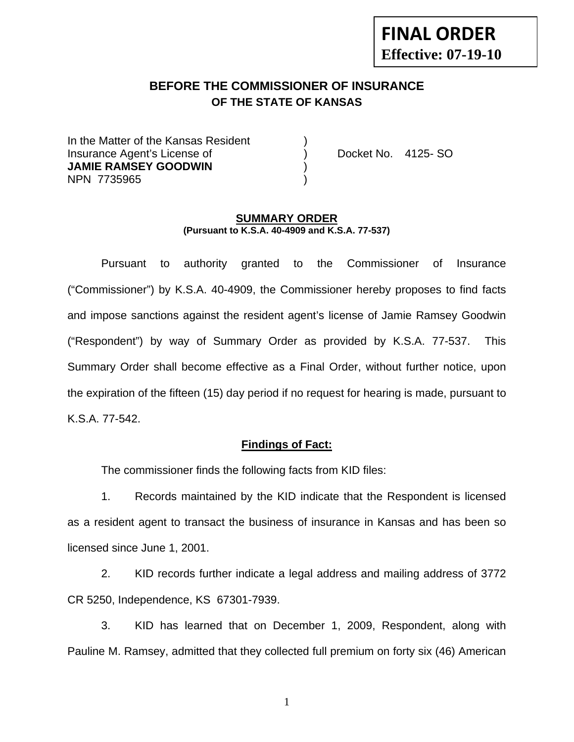**FINAL ORDER**
**Effective: 07-19-10**

## BEFORE THE COMMISSIONER OF INSURANCE
## OF THE STATE OF KANSAS

In the Matter of the Kansas Resident )
Insurance Agent's License of ) Docket No. 4125- SO
**JAMIE RAMSEY GOODWIN** )
NPN 7735965 )

**SUMMARY ORDER**
**(Pursuant to K.S.A. 40-4909 and K.S.A. 77-537)**

Pursuant to authority granted to the Commissioner of Insurance ("Commissioner") by K.S.A. 40-4909, the Commissioner hereby proposes to find facts and impose sanctions against the resident agent's license of Jamie Ramsey Goodwin ("Respondent") by way of Summary Order as provided by K.S.A. 77-537. This Summary Order shall become effective as a Final Order, without further notice, upon the expiration of the fifteen (15) day period if no request for hearing is made, pursuant to K.S.A. 77-542.

**Findings of Fact:**

The commissioner finds the following facts from KID files:

1. Records maintained by the KID indicate that the Respondent is licensed as a resident agent to transact the business of insurance in Kansas and has been so licensed since June 1, 2001.

2. KID records further indicate a legal address and mailing address of 3772 CR 5250, Independence, KS 67301-7939.

3. KID has learned that on December 1, 2009, Respondent, along with Pauline M. Ramsey, admitted that they collected full premium on forty six (46) American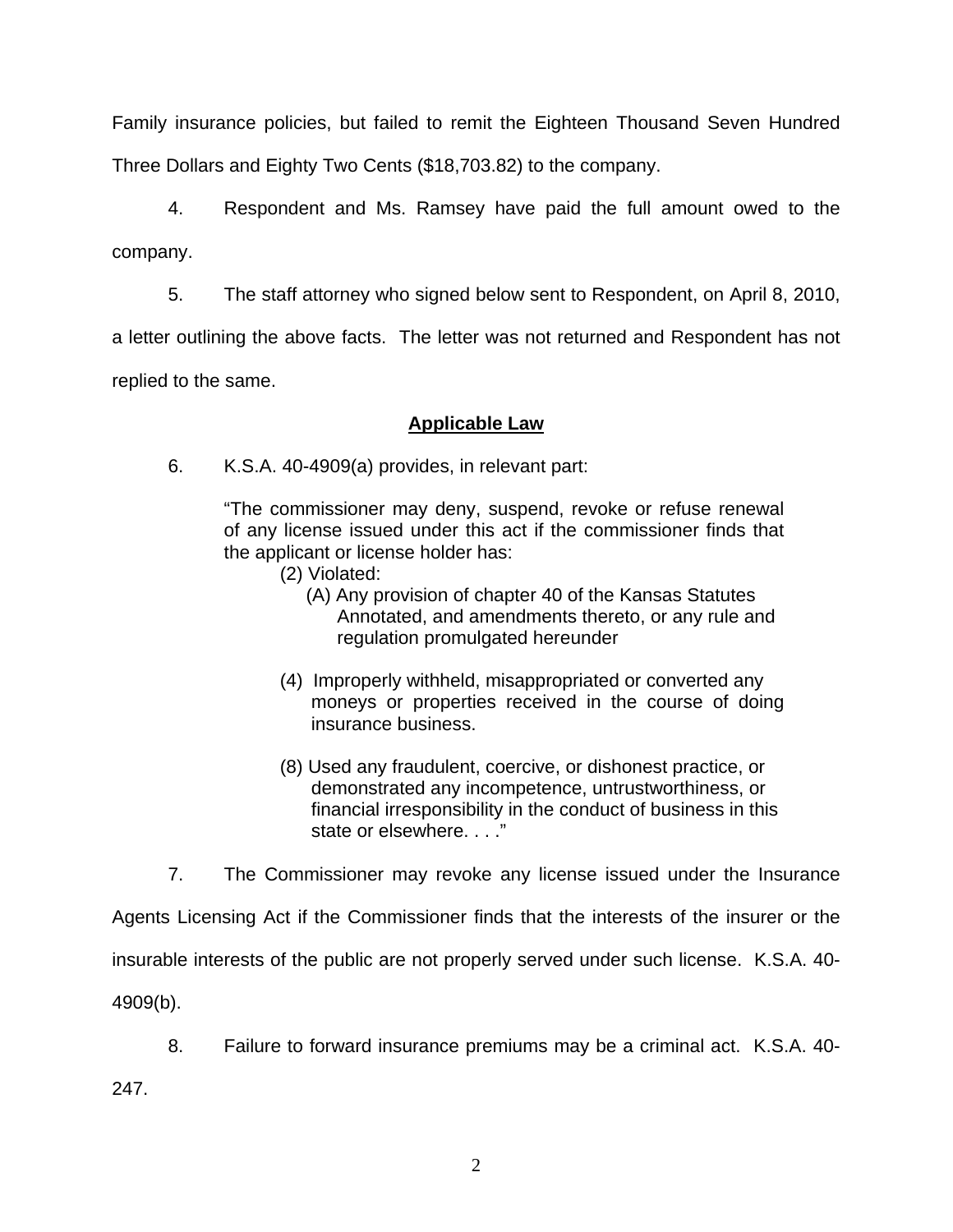Family insurance policies, but failed to remit the Eighteen Thousand Seven Hundred Three Dollars and Eighty Two Cents ($18,703.82) to the company.

4. Respondent and Ms. Ramsey have paid the full amount owed to the company.

5. The staff attorney who signed below sent to Respondent, on April 8, 2010, a letter outlining the above facts. The letter was not returned and Respondent has not replied to the same.

## Applicable Law

6. K.S.A. 40-4909(a) provides, in relevant part:

> "The commissioner may deny, suspend, revoke or refuse renewal of any license issued under this act if the commissioner finds that the applicant or license holder has:
>
> (2) Violated:
>
> (A) Any provision of chapter 40 of the Kansas Statutes Annotated, and amendments thereto, or any rule and regulation promulgated hereunder
>
> (4) Improperly withheld, misappropriated or converted any moneys or properties received in the course of doing insurance business.
>
> (8) Used any fraudulent, coercive, or dishonest practice, or demonstrated any incompetence, untrustworthiness, or financial irresponsibility in the conduct of business in this state or elsewhere. . . ."

7. The Commissioner may revoke any license issued under the Insurance Agents Licensing Act if the Commissioner finds that the interests of the insurer or the insurable interests of the public are not properly served under such license. K.S.A. 40-4909(b).

8. Failure to forward insurance premiums may be a criminal act. K.S.A. 40-247.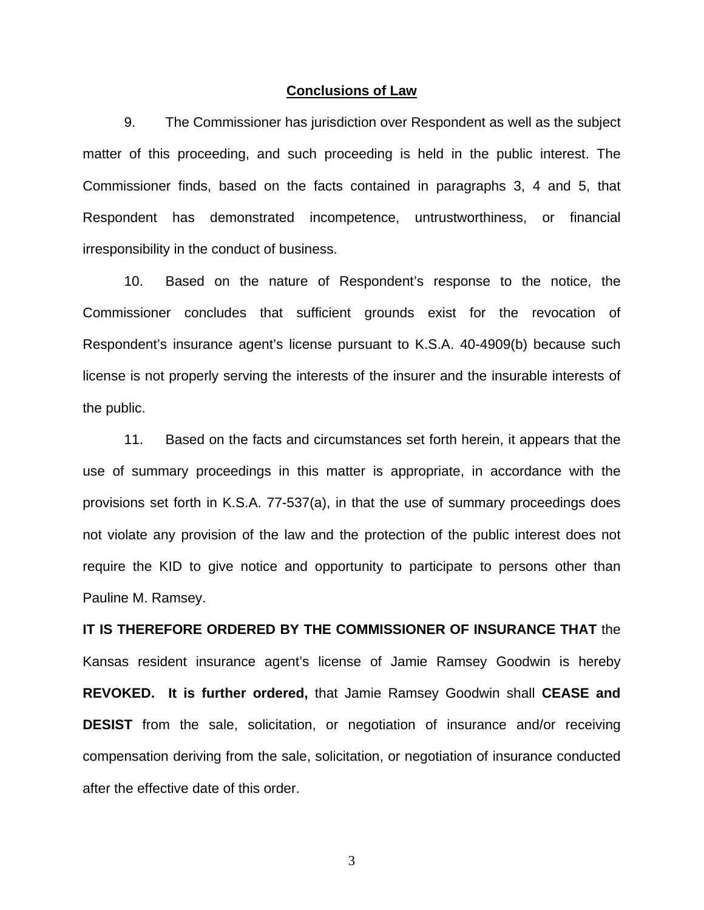## **Conclusions of Law**

9. The Commissioner has jurisdiction over Respondent as well as the subject matter of this proceeding, and such proceeding is held in the public interest. The Commissioner finds, based on the facts contained in paragraphs 3, 4 and 5, that Respondent has demonstrated incompetence, untrustworthiness, or financial irresponsibility in the conduct of business.

10. Based on the nature of Respondent's response to the notice, the Commissioner concludes that sufficient grounds exist for the revocation of Respondent's insurance agent's license pursuant to K.S.A. 40-4909(b) because such license is not properly serving the interests of the insurer and the insurable interests of the public.

11. Based on the facts and circumstances set forth herein, it appears that the use of summary proceedings in this matter is appropriate, in accordance with the provisions set forth in K.S.A. 77-537(a), in that the use of summary proceedings does not violate any provision of the law and the protection of the public interest does not require the KID to give notice and opportunity to participate to persons other than Pauline M. Ramsey.

**IT IS THEREFORE ORDERED BY THE COMMISSIONER OF INSURANCE THAT** the Kansas resident insurance agent's license of Jamie Ramsey Goodwin is hereby **REVOKED.** **It is further ordered,** that Jamie Ramsey Goodwin shall **CEASE and DESIST** from the sale, solicitation, or negotiation of insurance and/or receiving compensation deriving from the sale, solicitation, or negotiation of insurance conducted after the effective date of this order.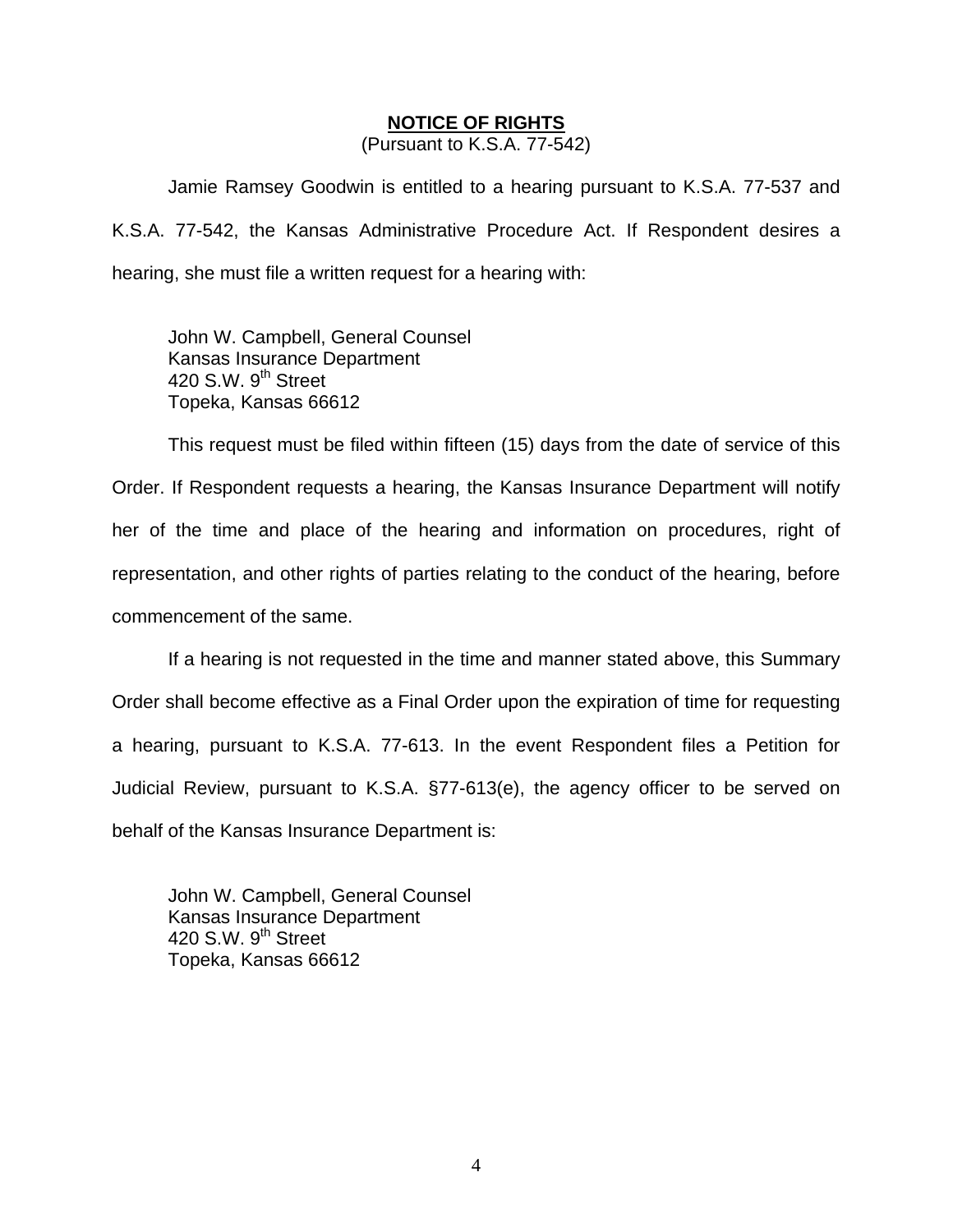## NOTICE OF RIGHTS

(Pursuant to K.S.A. 77-542)

Jamie Ramsey Goodwin is entitled to a hearing pursuant to K.S.A. 77-537 and K.S.A. 77-542, the Kansas Administrative Procedure Act. If Respondent desires a hearing, she must file a written request for a hearing with:

John W. Campbell, General Counsel
Kansas Insurance Department
420 S.W. 9th Street
Topeka, Kansas 66612

This request must be filed within fifteen (15) days from the date of service of this Order. If Respondent requests a hearing, the Kansas Insurance Department will notify her of the time and place of the hearing and information on procedures, right of representation, and other rights of parties relating to the conduct of the hearing, before commencement of the same.

If a hearing is not requested in the time and manner stated above, this Summary Order shall become effective as a Final Order upon the expiration of time for requesting a hearing, pursuant to K.S.A. 77-613. In the event Respondent files a Petition for Judicial Review, pursuant to K.S.A. §77-613(e), the agency officer to be served on behalf of the Kansas Insurance Department is:

John W. Campbell, General Counsel
Kansas Insurance Department
420 S.W. 9th Street
Topeka, Kansas 66612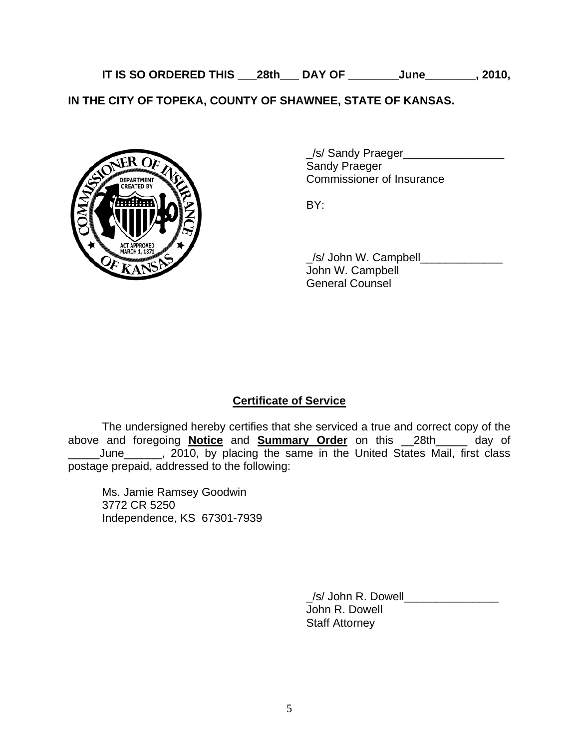**IT IS SO ORDERED THIS \_\_\_28th\_\_\_ DAY OF \_\_\_\_\_\_\_\_June\_\_\_\_\_\_\_\_, 2010,**

**IN THE CITY OF TOPEKA, COUNTY OF SHAWNEE, STATE OF KANSAS.**

_/s/ Sandy Praeger________________
Sandy Praeger
Commissioner of Insurance

BY:

_/s/ John W. Campbell_____________
John W. Campbell
General Counsel

**Certificate of Service**

The undersigned hereby certifies that she serviced a true and correct copy of the above and foregoing **Notice** and **Summary Order** on this __28th_____ day of _____June______, 2010, by placing the same in the United States Mail, first class postage prepaid, addressed to the following:

Ms. Jamie Ramsey Goodwin
3772 CR 5250
Independence, KS 67301-7939

_/s/ John R. Dowell_______________
John R. Dowell
Staff Attorney